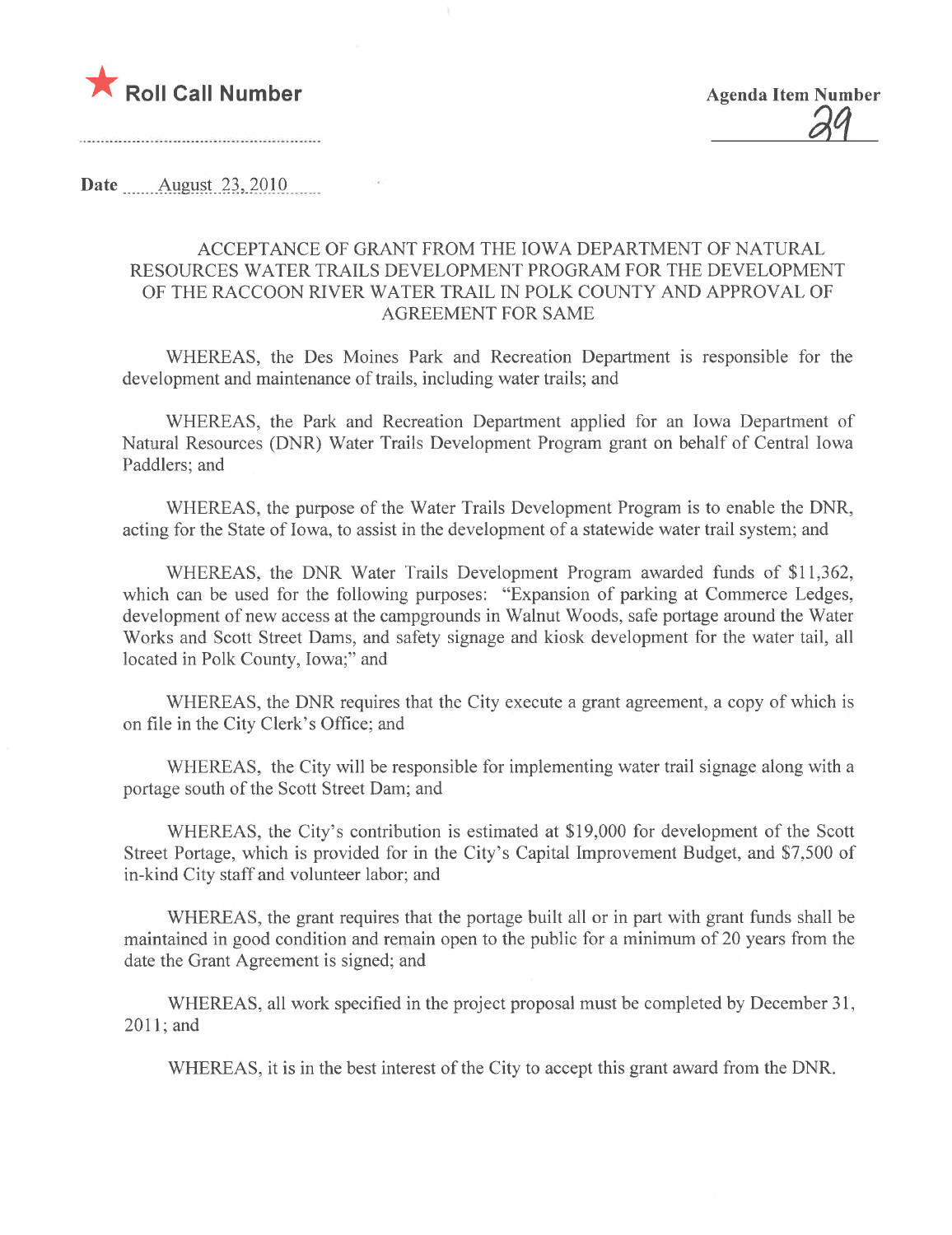★ **Roll Call Number**

**Agenda Item Number**
29

**Date** August 23, 2010

## ACCEPTANCE OF GRANT FROM THE IOWA DEPARTMENT OF NATURAL RESOURCES WATER TRAILS DEVELOPMENT PROGRAM FOR THE DEVELOPMENT OF THE RACCOON RIVER WATER TRAIL IN POLK COUNTY AND APPROVAL OF AGREEMENT FOR SAME

WHEREAS, the Des Moines Park and Recreation Department is responsible for the development and maintenance of trails, including water trails; and

WHEREAS, the Park and Recreation Department applied for an Iowa Department of Natural Resources (DNR) Water Trails Development Program grant on behalf of Central Iowa Paddlers; and

WHEREAS, the purpose of the Water Trails Development Program is to enable the DNR, acting for the State of Iowa, to assist in the development of a statewide water trail system; and

WHEREAS, the DNR Water Trails Development Program awarded funds of $11,362, which can be used for the following purposes: "Expansion of parking at Commerce Ledges, development of new access at the campgrounds in Walnut Woods, safe portage around the Water Works and Scott Street Dams, and safety signage and kiosk development for the water tail, all located in Polk County, Iowa;" and

WHEREAS, the DNR requires that the City execute a grant agreement, a copy of which is on file in the City Clerk's Office; and

WHEREAS, the City will be responsible for implementing water trail signage along with a portage south of the Scott Street Dam; and

WHEREAS, the City's contribution is estimated at $19,000 for development of the Scott Street Portage, which is provided for in the City's Capital Improvement Budget, and $7,500 of in-kind City staff and volunteer labor; and

WHEREAS, the grant requires that the portage built all or in part with grant funds shall be maintained in good condition and remain open to the public for a minimum of 20 years from the date the Grant Agreement is signed; and

WHEREAS, all work specified in the project proposal must be completed by December 31, 2011; and

WHEREAS, it is in the best interest of the City to accept this grant award from the DNR.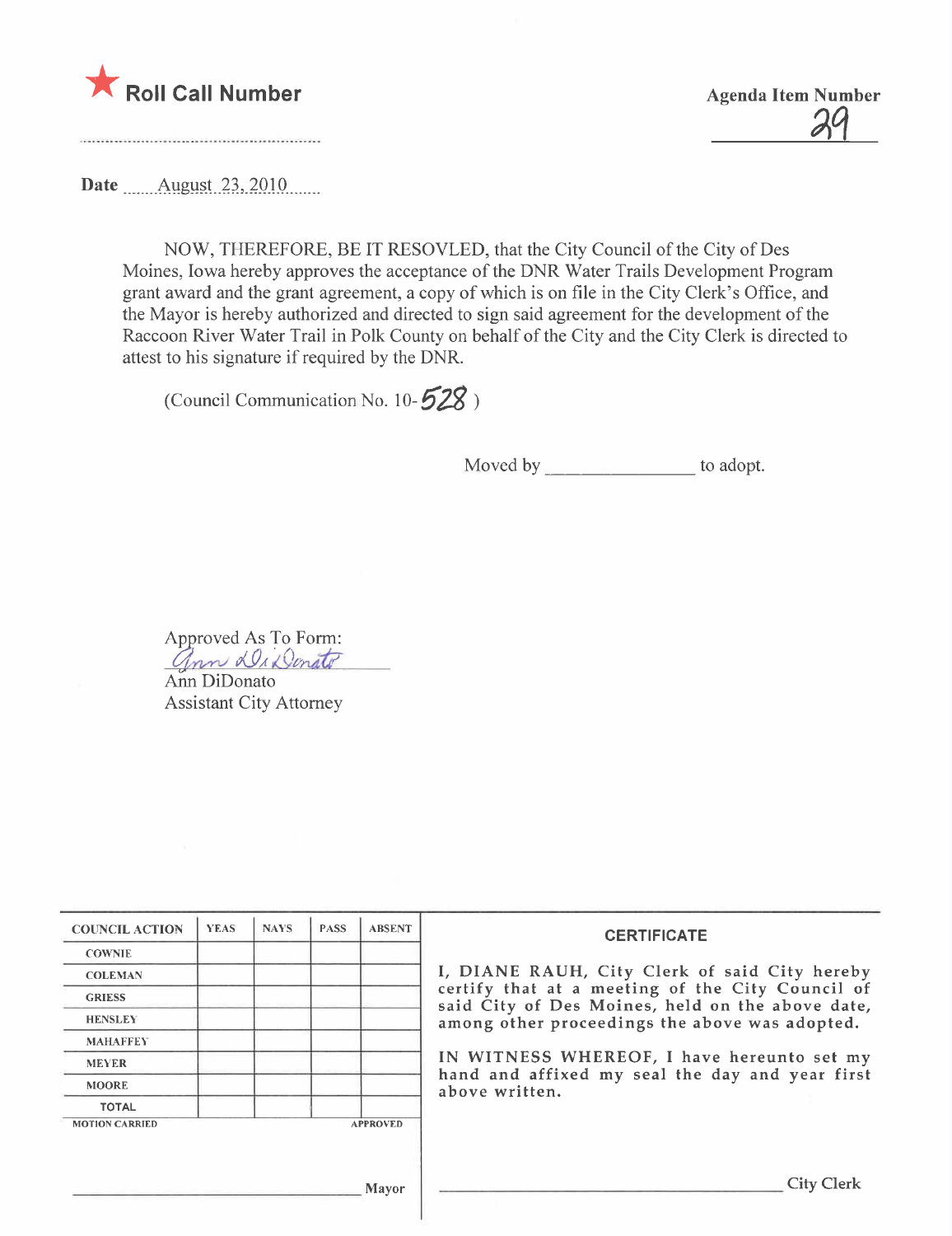★ **Roll Call Number**

..........................................................

**Agenda Item Number**

29

**Date** August 23, 2010

NOW, THEREFORE, BE IT RESOVLED, that the City Council of the City of Des Moines, Iowa hereby approves the acceptance of the DNR Water Trails Development Program grant award and the grant agreement, a copy of which is on file in the City Clerk's Office, and the Mayor is hereby authorized and directed to sign said agreement for the development of the Raccoon River Water Trail in Polk County on behalf of the City and the City Clerk is directed to attest to his signature if required by the DNR.

(Council Communication No. 10-528 )

Moved by ________________ to adopt.

Approved As To Form:

Ann DiDonato

Ann DiDonato
Assistant City Attorney

| COUNCIL ACTION | YEAS | NAYS | PASS | ABSENT |
|---|---|---|---|---|
| COWNIE | | | | |
| COLEMAN | | | | |
| GRIESS | | | | |
| HENSLEY | | | | |
| MAHAFFEY | | | | |
| MEYER | | | | |
| MOORE | | | | |
| TOTAL | | | | |

MOTION CARRIED APPROVED

________________________________ Mayor

**CERTIFICATE**

I, DIANE RAUH, City Clerk of said City hereby certify that at a meeting of the City Council of said City of Des Moines, held on the above date, among other proceedings the above was adopted.

IN WITNESS WHEREOF, I have hereunto set my hand and affixed my seal the day and year first above written.

________________________________ City Clerk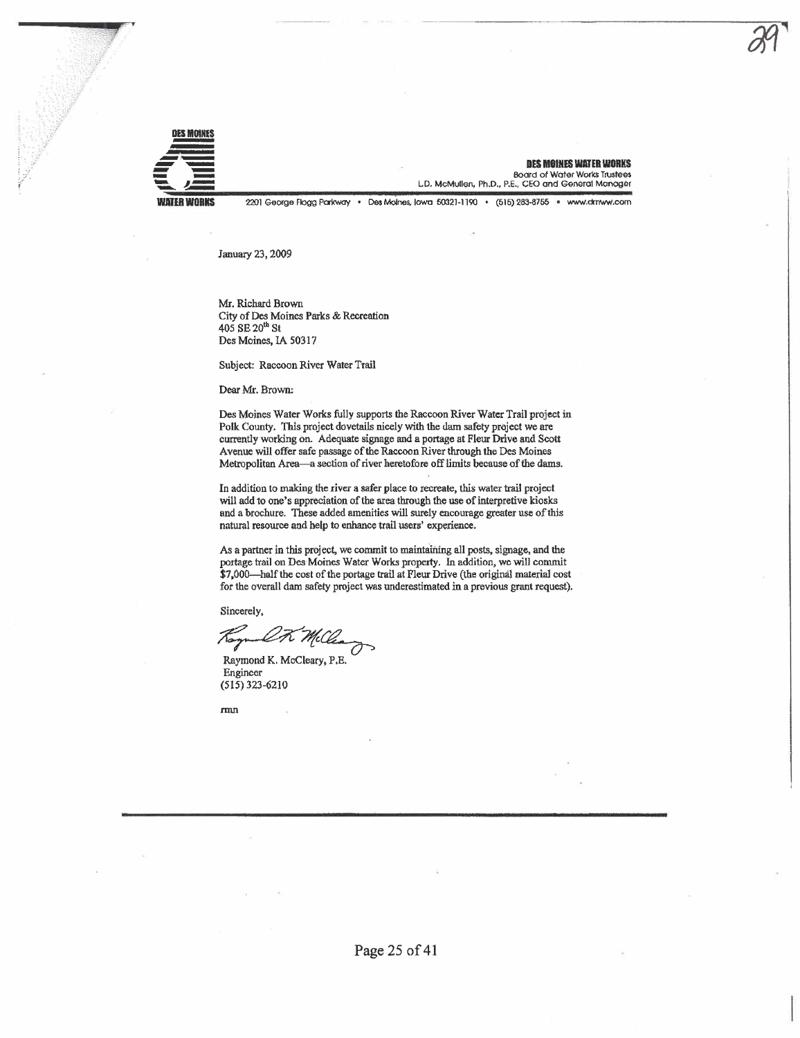**DES MOINES WATER WORKS**
Board of Water Works Trustees
L.D. McMullen, Ph.D., P.E., CEO and General Manager

2201 George Flagg Parkway • Des Moines, Iowa 50321-1190 • (515) 283-8755 • www.dmww.com

January 23, 2009

Mr. Richard Brown
City of Des Moines Parks & Recreation
405 SE 20th St
Des Moines, IA 50317

Subject: Raccoon River Water Trail

Dear Mr. Brown:

Des Moines Water Works fully supports the Raccoon River Water Trail project in Polk County. This project dovetails nicely with the dam safety project we are currently working on. Adequate signage and a portage at Fleur Drive and Scott Avenue will offer safe passage of the Raccoon River through the Des Moines Metropolitan Area—a section of river heretofore off limits because of the dams.

In addition to making the river a safer place to recreate, this water trail project will add to one's appreciation of the area through the use of interpretive kiosks and a brochure. These added amenities will surely encourage greater use of this natural resource and help to enhance trail users' experience.

As a partner in this project, we commit to maintaining all posts, signage, and the portage trail on Des Moines Water Works property. In addition, we will commit $7,000—half the cost of the portage trail at Fleur Drive (the original material cost for the overall dam safety project was underestimated in a previous grant request).

Sincerely,

Raymond K. McCleary, P.E.
Engineer
(515) 323-6210

rmn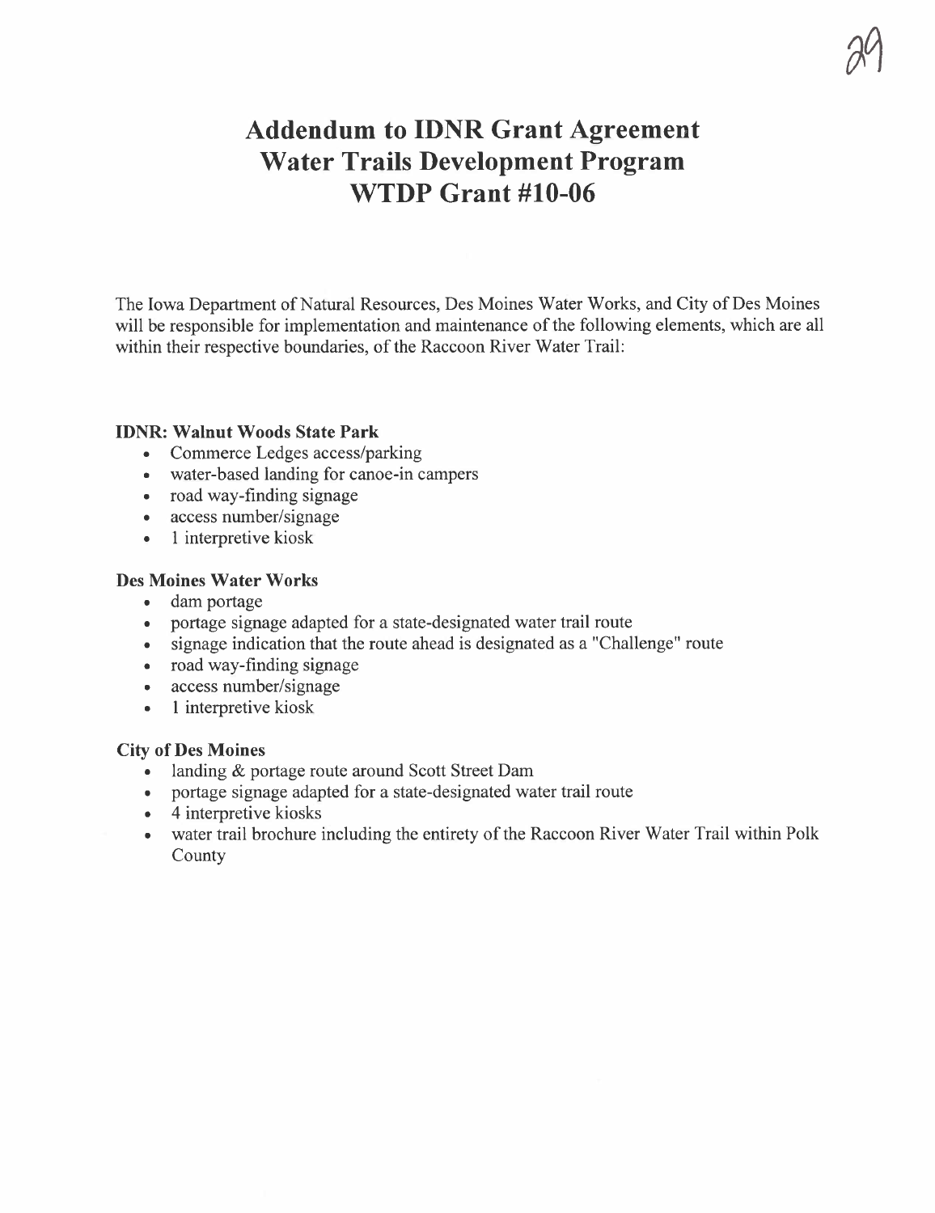# Addendum to IDNR Grant Agreement
# Water Trails Development Program
# WTDP Grant #10-06

The Iowa Department of Natural Resources, Des Moines Water Works, and City of Des Moines will be responsible for implementation and maintenance of the following elements, which are all within their respective boundaries, of the Raccoon River Water Trail:

**IDNR: Walnut Woods State Park**

- Commerce Ledges access/parking
- water-based landing for canoe-in campers
- road way-finding signage
- access number/signage
- 1 interpretive kiosk

**Des Moines Water Works**

- dam portage
- portage signage adapted for a state-designated water trail route
- signage indication that the route ahead is designated as a "Challenge" route
- road way-finding signage
- access number/signage
- 1 interpretive kiosk

**City of Des Moines**

- landing & portage route around Scott Street Dam
- portage signage adapted for a state-designated water trail route
- 4 interpretive kiosks
- water trail brochure including the entirety of the Raccoon River Water Trail within Polk County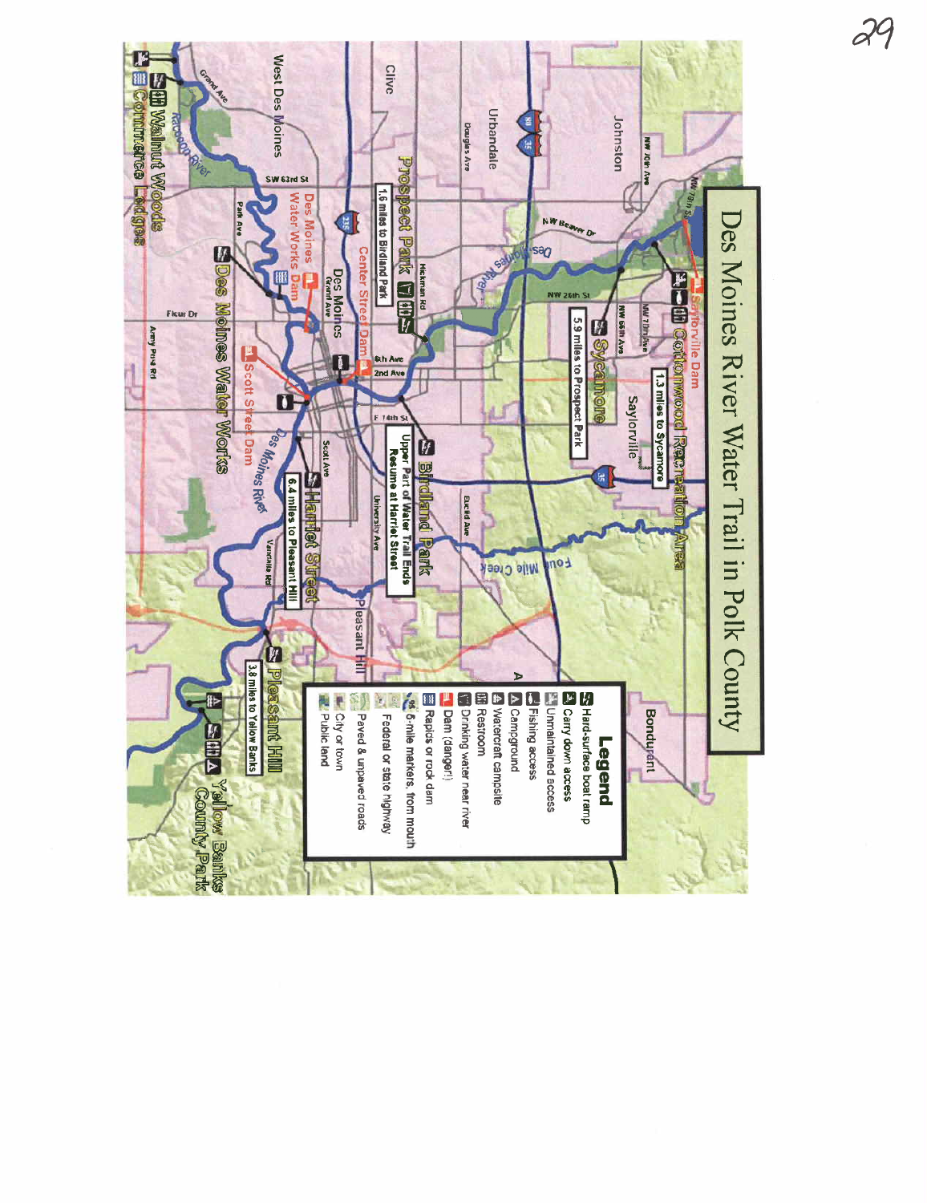# Des Moines River Water Trail in Polk County

**Legend**

- Hard-surface boat ramp
- Carry down access
- Unmaintained access
- Fishing access
- Campground
- Watercraft campsite
- Restroom
- Drinking water near river
- Dam (danger!)
- Rapids or rock dam
- 6-mile markers, from mouth
- Federal or state highway
- Paved & unpaved roads
- City or town
- Public land

Saylorville Dam

Cottonwood Recreation Area

1.3 miles to Sycamore

Sycamore

5.9 miles to Prospect Park

Prospect Park

1.6 miles to Birdland Park

Birdland Park

Upper Part of Water Trail Ends
Resume at Harriet Street

Center Street Dam

Des Moines Water Works Dam

Scott Street Dam

Harriet Street

6.4 miles to Pleasant Hill

Pleasant Hill

3.8 miles to Yellow Banks

Yellow Banks County Park

Des Moines Water Works

Walnut Woods

Commerce Ledges

Johnston

Urbandale

Clive

West Des Moines

Des Moines

Saylorville

Pleasant Hill

Bondurant

Des Moines River

Raccoon River

Four Mile Creek

NW 70th Ave

NW 78th St

NW Beaver Dr

NW 26th St

NW 66th Ave

NW 70th Ave

Douglas Ave

Hickman Rd

6th Ave

2nd Ave

E 14th St

Euclid Ave

University Ave

Grand Ave

Scott Ave

Vandalia Rd

SW 63rd St

Park Ave

Fleur Dr

Army Post Rd

Grand Ave